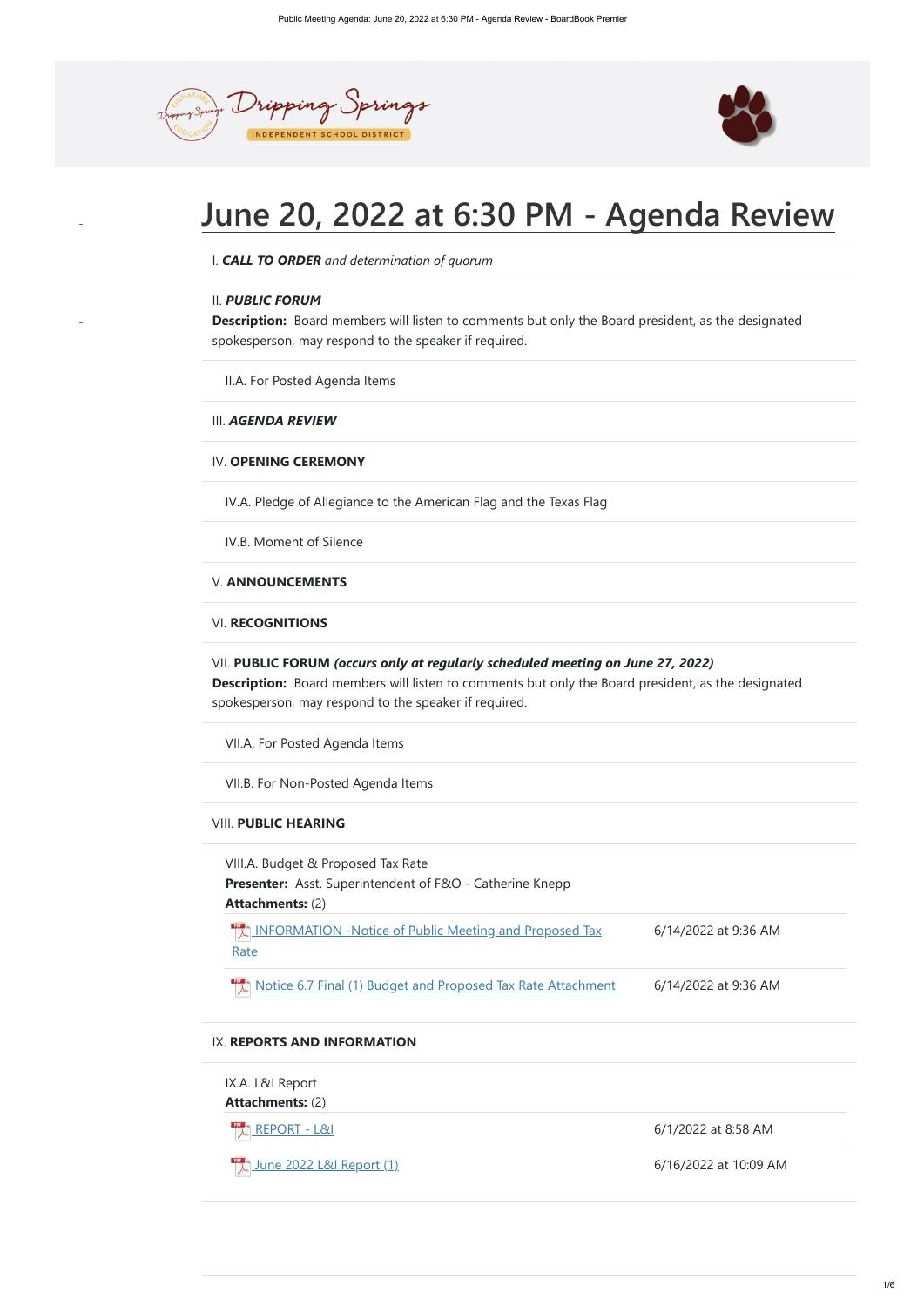# June 20, 2022 at 6:30 PM - Agenda Review

I. ***CALL TO ORDER*** *and determination of quorum*

II. ***PUBLIC FORUM***
**Description:** Board members will listen to comments but only the Board president, as the designated spokesperson, may respond to the speaker if required.

II.A. For Posted Agenda Items

III. ***AGENDA REVIEW***

IV. **OPENING CEREMONY**

IV.A. Pledge of Allegiance to the American Flag and the Texas Flag

IV.B. Moment of Silence

V. **ANNOUNCEMENTS**

VI. **RECOGNITIONS**

VII. **PUBLIC FORUM** ***(occurs only at regularly scheduled meeting on June 27, 2022)***
**Description:** Board members will listen to comments but only the Board president, as the designated spokesperson, may respond to the speaker if required.

VII.A. For Posted Agenda Items

VII.B. For Non-Posted Agenda Items

VIII. **PUBLIC HEARING**

VIII.A. Budget & Proposed Tax Rate
**Presenter:** Asst. Superintendent of F&O - Catherine Knepp
**Attachments:** (2)

| Attachment | Date |
|---|---|
| INFORMATION -Notice of Public Meeting and Proposed Tax Rate | 6/14/2022 at 9:36 AM |
| Notice 6.7 Final (1) Budget and Proposed Tax Rate Attachment | 6/14/2022 at 9:36 AM |

IX. **REPORTS AND INFORMATION**

IX.A. L&I Report
**Attachments:** (2)

| Attachment | Date |
|---|---|
| REPORT - L&I | 6/1/2022 at 8:58 AM |
| June 2022 L&I Report (1) | 6/16/2022 at 10:09 AM |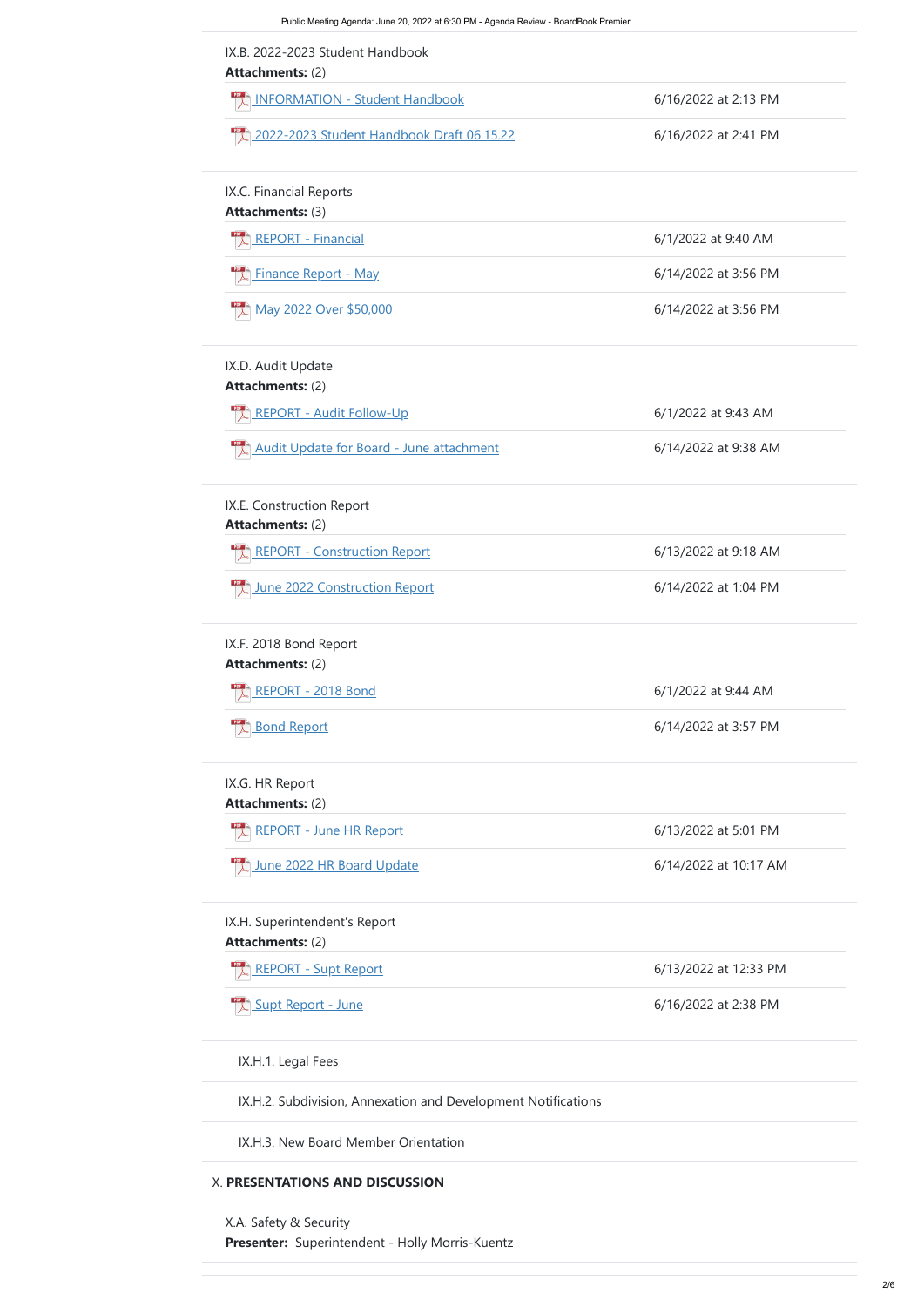IX.B. 2022-2023 Student Handbook

**Attachments:** (2)

| | |
|---|---|
| INFORMATION - Student Handbook | 6/16/2022 at 2:13 PM |
| 2022-2023 Student Handbook Draft 06.15.22 | 6/16/2022 at 2:41 PM |

IX.C. Financial Reports

**Attachments:** (3)

| | |
|---|---|
| REPORT - Financial | 6/1/2022 at 9:40 AM |
| Finance Report - May | 6/14/2022 at 3:56 PM |
| May 2022 Over $50,000 | 6/14/2022 at 3:56 PM |

IX.D. Audit Update

**Attachments:** (2)

| | |
|---|---|
| REPORT - Audit Follow-Up | 6/1/2022 at 9:43 AM |
| Audit Update for Board - June attachment | 6/14/2022 at 9:38 AM |

IX.E. Construction Report

**Attachments:** (2)

| | |
|---|---|
| REPORT - Construction Report | 6/13/2022 at 9:18 AM |
| June 2022 Construction Report | 6/14/2022 at 1:04 PM |

IX.F. 2018 Bond Report

**Attachments:** (2)

| | |
|---|---|
| REPORT - 2018 Bond | 6/1/2022 at 9:44 AM |
| Bond Report | 6/14/2022 at 3:57 PM |

IX.G. HR Report

**Attachments:** (2)

| | |
|---|---|
| REPORT - June HR Report | 6/13/2022 at 5:01 PM |
| June 2022 HR Board Update | 6/14/2022 at 10:17 AM |

IX.H. Superintendent's Report

**Attachments:** (2)

| | |
|---|---|
| REPORT - Supt Report | 6/13/2022 at 12:33 PM |
| Supt Report - June | 6/16/2022 at 2:38 PM |

IX.H.1. Legal Fees

IX.H.2. Subdivision, Annexation and Development Notifications

IX.H.3. New Board Member Orientation

## X. **PRESENTATIONS AND DISCUSSION**

X.A. Safety & Security

**Presenter:** Superintendent - Holly Morris-Kuentz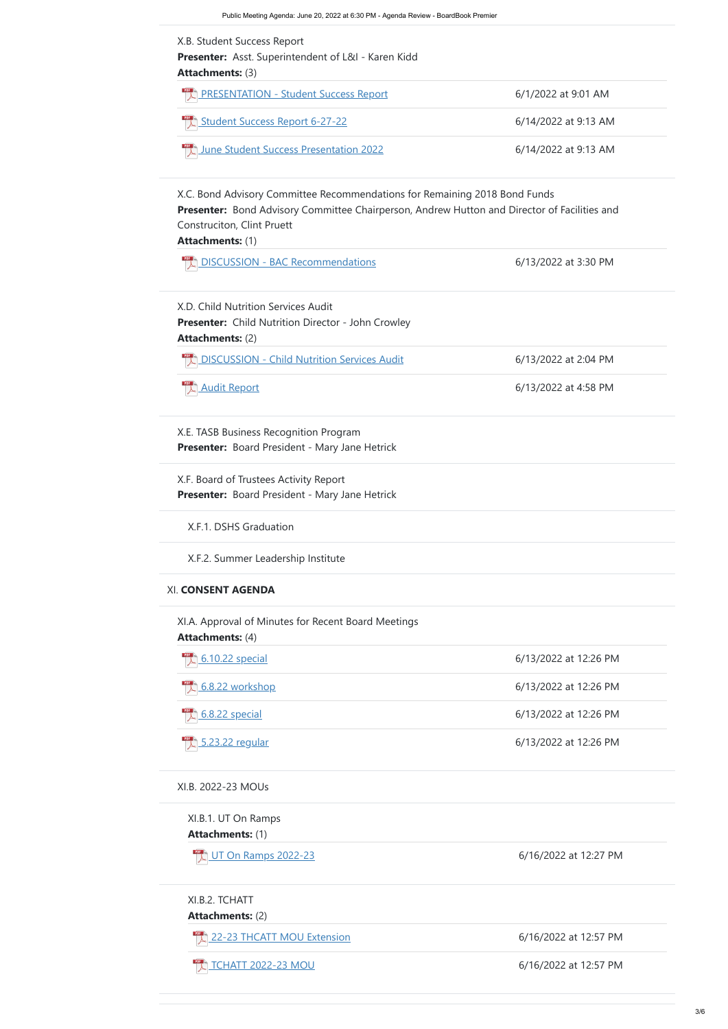X.B. Student Success Report
**Presenter:** Asst. Superintendent of L&I - Karen Kidd
**Attachments:** (3)

| | |
|---|---|
| PRESENTATION - Student Success Report | 6/1/2022 at 9:01 AM |
| Student Success Report 6-27-22 | 6/14/2022 at 9:13 AM |
| June Student Success Presentation 2022 | 6/14/2022 at 9:13 AM |

X.C. Bond Advisory Committee Recommendations for Remaining 2018 Bond Funds
**Presenter:** Bond Advisory Committee Chairperson, Andrew Hutton and Director of Facilities and Construciton, Clint Pruett
**Attachments:** (1)

| | |
|---|---|
| DISCUSSION - BAC Recommendations | 6/13/2022 at 3:30 PM |

X.D. Child Nutrition Services Audit
**Presenter:** Child Nutrition Director - John Crowley
**Attachments:** (2)

| | |
|---|---|
| DISCUSSION - Child Nutrition Services Audit | 6/13/2022 at 2:04 PM |
| Audit Report | 6/13/2022 at 4:58 PM |

X.E. TASB Business Recognition Program
**Presenter:** Board President - Mary Jane Hetrick

X.F. Board of Trustees Activity Report
**Presenter:** Board President - Mary Jane Hetrick

X.F.1. DSHS Graduation

X.F.2. Summer Leadership Institute

## XI. CONSENT AGENDA

XI.A. Approval of Minutes for Recent Board Meetings
**Attachments:** (4)

| | |
|---|---|
| 6.10.22 special | 6/13/2022 at 12:26 PM |
| 6.8.22 workshop | 6/13/2022 at 12:26 PM |
| 6.8.22 special | 6/13/2022 at 12:26 PM |
| 5.23.22 regular | 6/13/2022 at 12:26 PM |

XI.B. 2022-23 MOUs

XI.B.1. UT On Ramps
**Attachments:** (1)

| | |
|---|---|
| UT On Ramps 2022-23 | 6/16/2022 at 12:27 PM |

XI.B.2. TCHATT
**Attachments:** (2)

| | |
|---|---|
| 22-23 THCATT MOU Extension | 6/16/2022 at 12:57 PM |
| TCHATT 2022-23 MOU | 6/16/2022 at 12:57 PM |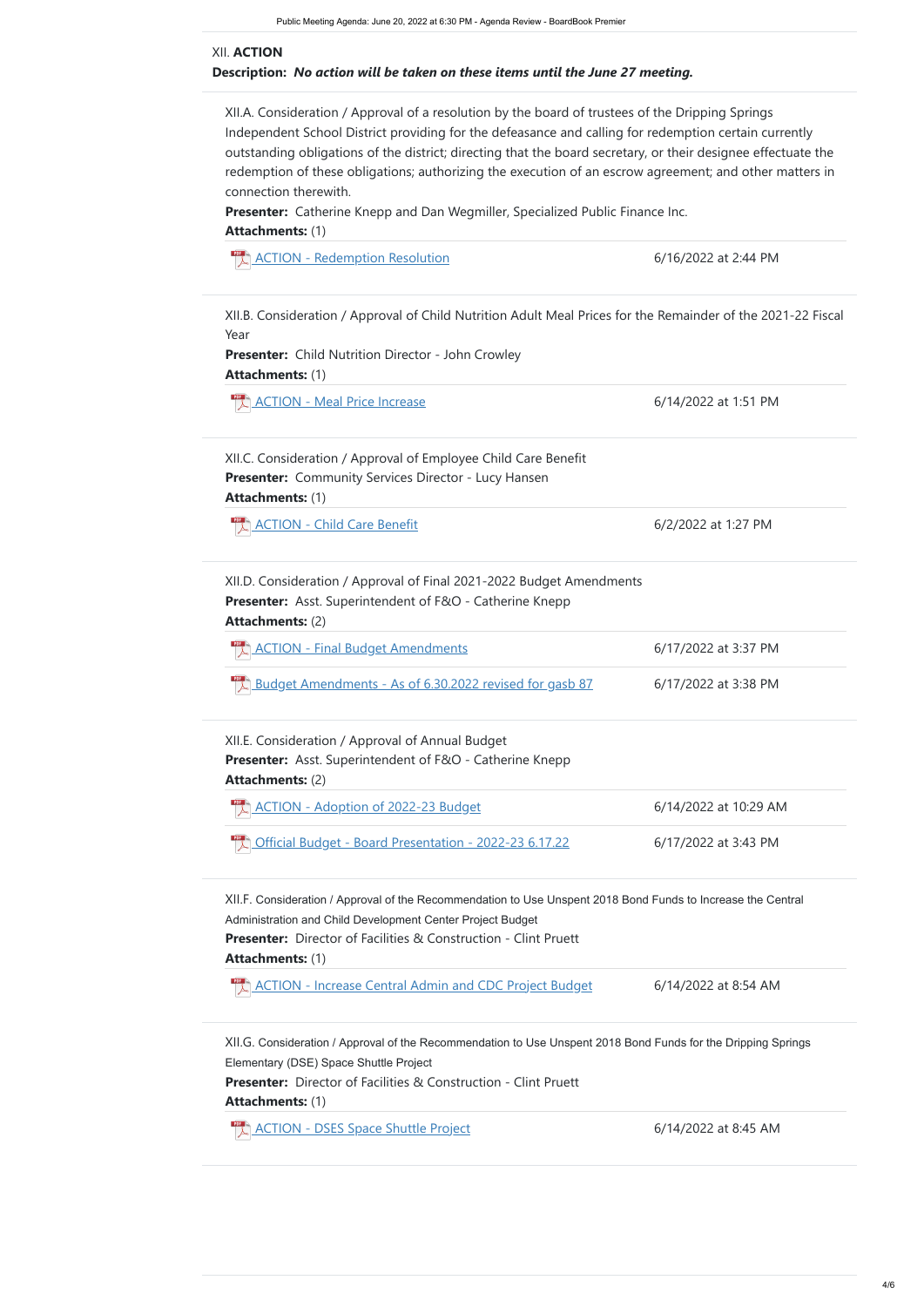## XII. ACTION

**Description:** ***No action will be taken on these items until the June 27 meeting.***

XII.A. Consideration / Approval of a resolution by the board of trustees of the Dripping Springs Independent School District providing for the defeasance and calling for redemption certain currently outstanding obligations of the district; directing that the board secretary, or their designee effectuate the redemption of these obligations; authorizing the execution of an escrow agreement; and other matters in connection therewith.

**Presenter:** Catherine Knepp and Dan Wegmiller, Specialized Public Finance Inc.

**Attachments:** (1)

| | |
|---|---|
| ACTION - Redemption Resolution | 6/16/2022 at 2:44 PM |

XII.B. Consideration / Approval of Child Nutrition Adult Meal Prices for the Remainder of the 2021-22 Fiscal Year

**Presenter:** Child Nutrition Director - John Crowley

**Attachments:** (1)

| | |
|---|---|
| ACTION - Meal Price Increase | 6/14/2022 at 1:51 PM |

XII.C. Consideration / Approval of Employee Child Care Benefit

**Presenter:** Community Services Director - Lucy Hansen

**Attachments:** (1)

| | |
|---|---|
| ACTION - Child Care Benefit | 6/2/2022 at 1:27 PM |

XII.D. Consideration / Approval of Final 2021-2022 Budget Amendments

**Presenter:** Asst. Superintendent of F&O - Catherine Knepp

**Attachments:** (2)

| | |
|---|---|
| ACTION - Final Budget Amendments | 6/17/2022 at 3:37 PM |
| Budget Amendments - As of 6.30.2022 revised for gasb 87 | 6/17/2022 at 3:38 PM |

XII.E. Consideration / Approval of Annual Budget

**Presenter:** Asst. Superintendent of F&O - Catherine Knepp

**Attachments:** (2)

| | |
|---|---|
| ACTION - Adoption of 2022-23 Budget | 6/14/2022 at 10:29 AM |
| Official Budget - Board Presentation - 2022-23 6.17.22 | 6/17/2022 at 3:43 PM |

XII.F. Consideration / Approval of the Recommendation to Use Unspent 2018 Bond Funds to Increase the Central Administration and Child Development Center Project Budget

**Presenter:** Director of Facilities & Construction - Clint Pruett

**Attachments:** (1)

| | |
|---|---|
| ACTION - Increase Central Admin and CDC Project Budget | 6/14/2022 at 8:54 AM |

XII.G. Consideration / Approval of the Recommendation to Use Unspent 2018 Bond Funds for the Dripping Springs Elementary (DSE) Space Shuttle Project

**Presenter:** Director of Facilities & Construction - Clint Pruett

**Attachments:** (1)

| | |
|---|---|
| ACTION - DSES Space Shuttle Project | 6/14/2022 at 8:45 AM |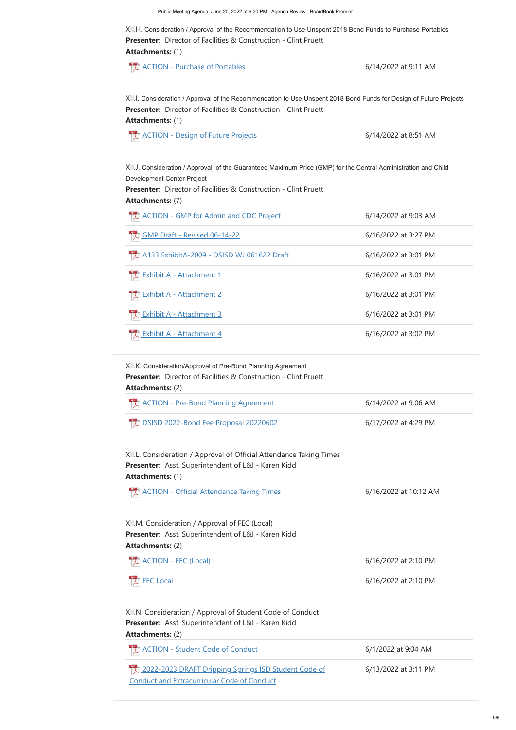XII.H. Consideration / Approval of the Recommendation to Use Unspent 2018 Bond Funds to Purchase Portables
**Presenter:** Director of Facilities & Construction - Clint Pruett
**Attachments:** (1)

| Attachment | Date |
|---|---|
| ACTION - Purchase of Portables | 6/14/2022 at 9:11 AM |

XII.I. Consideration / Approval of the Recommendation to Use Unspent 2018 Bond Funds for Design of Future Projects
**Presenter:** Director of Facilities & Construction - Clint Pruett
**Attachments:** (1)

| Attachment | Date |
|---|---|
| ACTION - Design of Future Projects | 6/14/2022 at 8:51 AM |

XII.J. Consideration / Approval of the Guaranteed Maximum Price (GMP) for the Central Administration and Child Development Center Project
**Presenter:** Director of Facilities & Construction - Clint Pruett
**Attachments:** (7)

| Attachment | Date |
|---|---|
| ACTION - GMP for Admin and CDC Project | 6/14/2022 at 9:03 AM |
| GMP Draft - Revised 06-14-22 | 6/16/2022 at 3:27 PM |
| A133 ExhibitA-2009 - DSISD WJ 061622 Draft | 6/16/2022 at 3:01 PM |
| Exhibit A - Attachment 1 | 6/16/2022 at 3:01 PM |
| Exhibit A - Attachment 2 | 6/16/2022 at 3:01 PM |
| Exhibit A - Attachment 3 | 6/16/2022 at 3:01 PM |
| Exhibit A - Attachment 4 | 6/16/2022 at 3:02 PM |

XII.K. Consideration/Approval of Pre-Bond Planning Agreement
**Presenter:** Director of Facilities & Construction - Clint Pruett
**Attachments:** (2)

| Attachment | Date |
|---|---|
| ACTION - Pre-Bond Planning Agreement | 6/14/2022 at 9:06 AM |
| DSISD 2022-Bond Fee Proposal 20220602 | 6/17/2022 at 4:29 PM |

XII.L. Consideration / Approval of Official Attendance Taking Times
**Presenter:** Asst. Superintendent of L&I - Karen Kidd
**Attachments:** (1)

| Attachment | Date |
|---|---|
| ACTION - Official Attendance Taking Times | 6/16/2022 at 10:12 AM |

XII.M. Consideration / Approval of FEC (Local)
**Presenter:** Asst. Superintendent of L&I - Karen Kidd
**Attachments:** (2)

| Attachment | Date |
|---|---|
| ACTION - FEC (Local) | 6/16/2022 at 2:10 PM |
| FEC Local | 6/16/2022 at 2:10 PM |

XII.N. Consideration / Approval of Student Code of Conduct
**Presenter:** Asst. Superintendent of L&I - Karen Kidd
**Attachments:** (2)

| Attachment | Date |
|---|---|
| ACTION - Student Code of Conduct | 6/1/2022 at 9:04 AM |
| 2022-2023 DRAFT Dripping Springs ISD Student Code of Conduct and Extracurricular Code of Conduct | 6/13/2022 at 3:11 PM |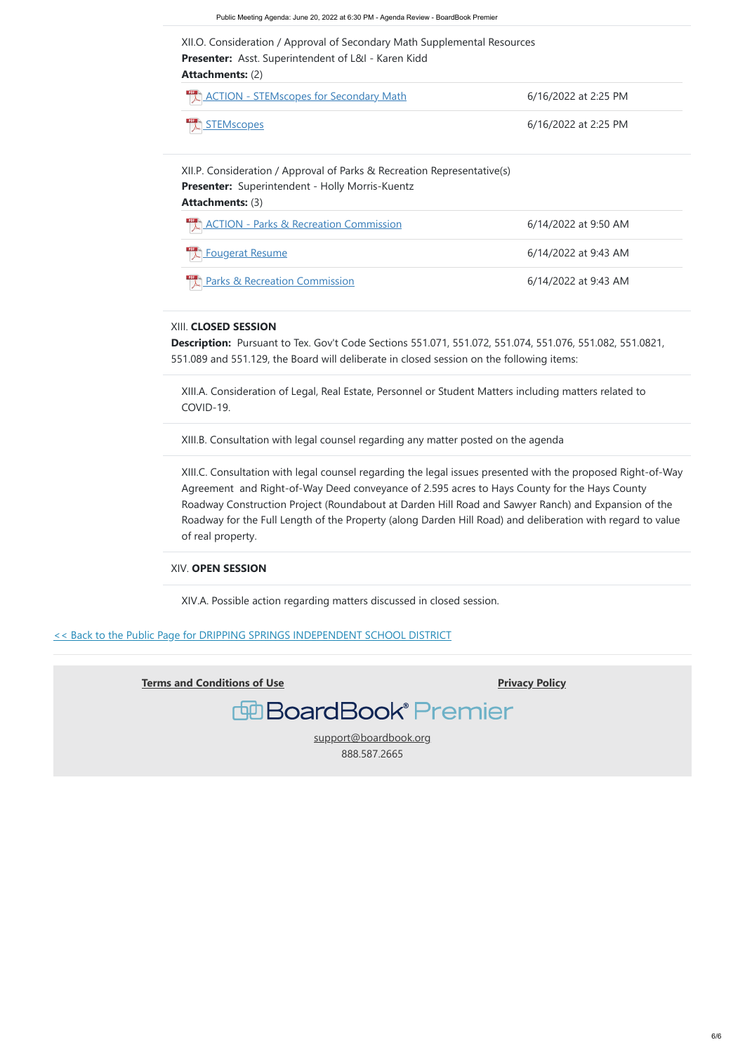XII.O. Consideration / Approval of Secondary Math Supplemental Resources
**Presenter:** Asst. Superintendent of L&I - Karen Kidd
**Attachments:** (2)

| | |
|---|---|
| ACTION - STEMscopes for Secondary Math | 6/16/2022 at 2:25 PM |
| STEMscopes | 6/16/2022 at 2:25 PM |

XII.P. Consideration / Approval of Parks & Recreation Representative(s)
**Presenter:** Superintendent - Holly Morris-Kuentz
**Attachments:** (3)

| | |
|---|---|
| ACTION - Parks & Recreation Commission | 6/14/2022 at 9:50 AM |
| Fougerat Resume | 6/14/2022 at 9:43 AM |
| Parks & Recreation Commission | 6/14/2022 at 9:43 AM |

XIII. **CLOSED SESSION**
**Description:** Pursuant to Tex. Gov't Code Sections 551.071, 551.072, 551.074, 551.076, 551.082, 551.0821, 551.089 and 551.129, the Board will deliberate in closed session on the following items:

XIII.A. Consideration of Legal, Real Estate, Personnel or Student Matters including matters related to COVID-19.

XIII.B. Consultation with legal counsel regarding any matter posted on the agenda

XIII.C. Consultation with legal counsel regarding the legal issues presented with the proposed Right-of-Way Agreement and Right-of-Way Deed conveyance of 2.595 acres to Hays County for the Hays County Roadway Construction Project (Roundabout at Darden Hill Road and Sawyer Ranch) and Expansion of the Roadway for the Full Length of the Property (along Darden Hill Road) and deliberation with regard to value of real property.

XIV. **OPEN SESSION**

XIV.A. Possible action regarding matters discussed in closed session.

<< Back to the Public Page for DRIPPING SPRINGS INDEPENDENT SCHOOL DISTRICT

**Terms and Conditions of Use** **Privacy Policy**

BoardBook® Premier

support@boardbook.org
888.587.2665